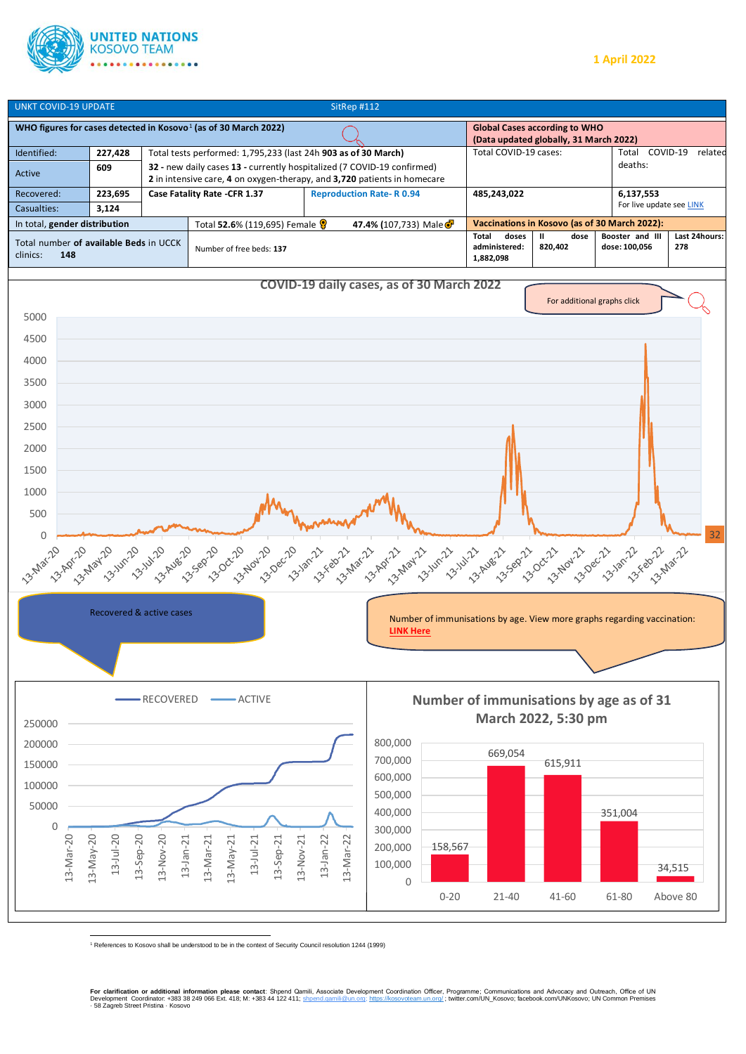**UNITED NATIONS KOSOVO TEAM**

**1 April 2022**

UNKT COVID-19 UPDATE — SitRep #112

| **WHO figures for cases detected in Kosovo[1] (as of 30 March 2022)** | | | | **Global Cases according to WHO (Data updated globally, 31 March 2022)** | |
|---|---|---|---|---|---|
| Identified: | **227,428** | Total tests performed: 1,795,233 (last 24h **903 as of 30 March)** | | Total COVID-19 cases: | Total COVID-19 related deaths: |
| Active | **609** | **32 -** new daily cases **13 -** currently hospitalized (7 COVID-19 confirmed) **2** in intensive care, **4** on oxygen-therapy, and **3,720** patients in homecare | | | |
| Recovered: | **223,695** | **Case Fatality Rate -CFR 1.37** | **Reproduction Rate- R 0.94** | **485,243,022** | **6,137,553** For live update see LINK |
| Casualties: | **3,124** | | | | |

| In total, **gender distribution** | Total **52.6%** (119,695) Female | **47.4%** (107,733) Male |
|---|---|---|
| Total number **of available Beds in UCCK clinics: 148** | Number of free beds: **137** | |

| **Vaccinations in Kosovo (as of 30 March 2022):** | | | |
|---|---|---|---|
| **Total doses administered: 1,882,098** | **II dose 820,402** | **Booster and III dose: 100,056** | **Last 24hours: 278** |

**COVID-19 daily cases, as of 30 March 2022**

For additional graphs click

Recovered & active cases

Number of immunisations by age. View more graphs regarding vaccination: LINK Here

**Number of immunisations by age as of 31 March 2022, 5:30 pm**

| Age | Immunisations |
|---|---|
| 0-20 | 158,567 |
| 21-40 | 669,054 |
| 41-60 | 615,911 |
| 61-80 | 351,004 |
| Above 80 | 34,515 |

[1] References to Kosovo shall be understood to be in the context of Security Council resolution 1244 (1999)

**For clarification or additional information please contact**: Shpend Qamili, Associate Development Coordination Officer, Programme; Communications and Advocacy and Outreach, Office of UN Development Coordinator: +383 38 249 066 Ext. 418; M: +383 44 122 411; shpend.qamili@un.org; https://kosovoteam.un.org/ ; twitter.com/UN_Kosovo; facebook.com/UNKosovo; UN Common Premises · 58 Zagreb Street Pristina · Kosovo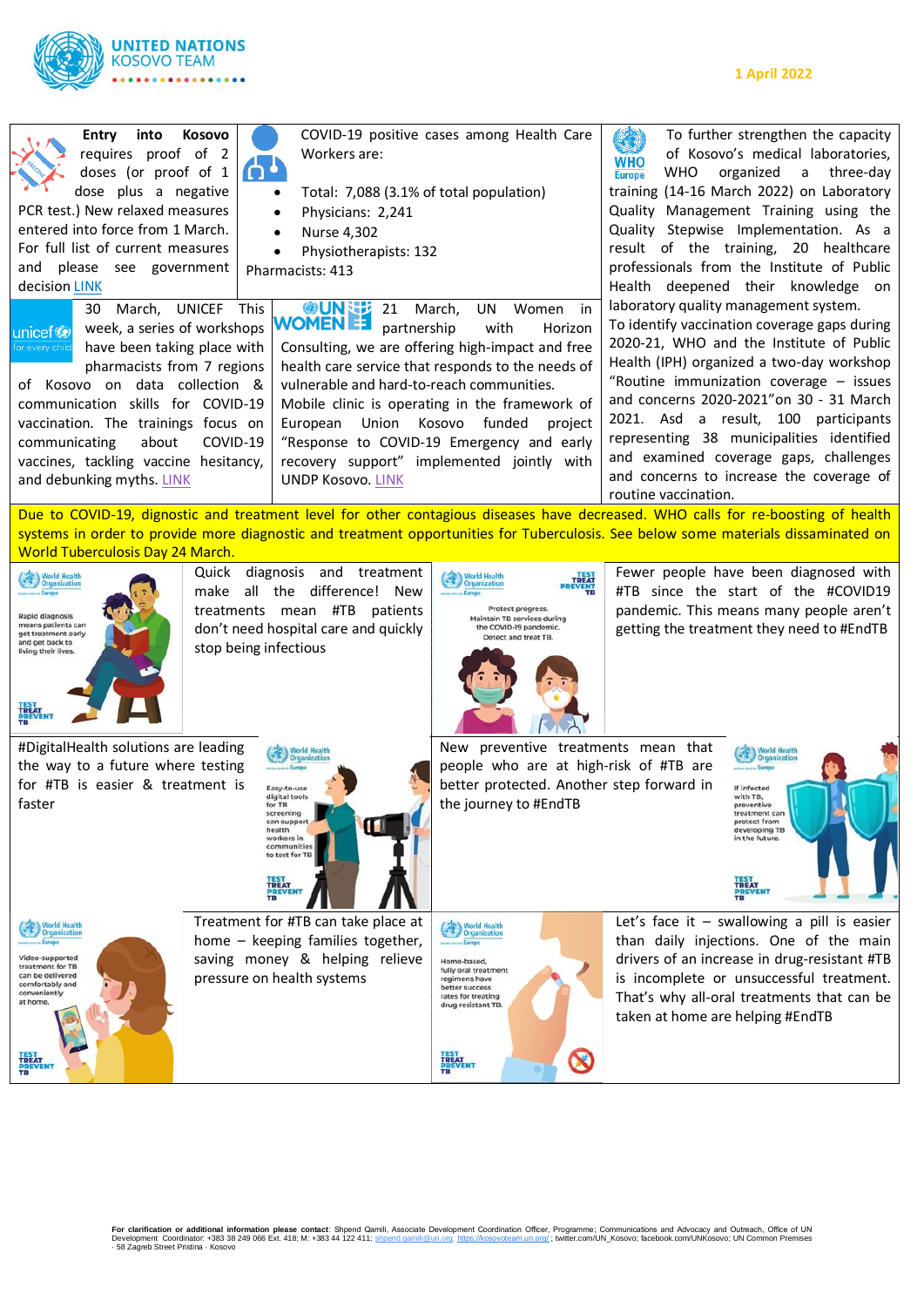**UNITED NATIONS KOSOVO TEAM**

1 April 2022

**Entry into Kosovo** requires proof of 2 doses (or proof of 1 dose plus a negative PCR test.) New relaxed measures entered into force from 1 March. For full list of current measures and please see government decision LINK

COVID-19 positive cases among Health Care Workers are:

- Total: 7,088 (3.1% of total population)
- Physicians: 2,241
- Nurse 4,302
- Physiotherapists: 132

Pharmacists: 413

To further strengthen the capacity of Kosovo's medical laboratories, WHO organized a three-day training (14-16 March 2022) on Laboratory Quality Management Training using the Quality Stepwise Implementation. As a result of the training, 20 healthcare professionals from the Institute of Public Health deepened their knowledge on laboratory quality management system.

30 March, UNICEF This week, a series of workshops have been taking place with pharmacists from 7 regions of Kosovo on data collection & communication skills for COVID-19 vaccination. The trainings focus on communicating about COVID-19 vaccines, tackling vaccine hesitancy, and debunking myths. LINK

21 March, UN Women in partnership with Horizon Consulting, we are offering high-impact and free health care service that responds to the needs of vulnerable and hard-to-reach communities. Mobile clinic is operating in the framework of European Union Kosovo funded project "Response to COVID-19 Emergency and early recovery support" implemented jointly with UNDP Kosovo. LINK

To identify vaccination coverage gaps during 2020-21, WHO and the Institute of Public Health (IPH) organized a two-day workshop "Routine immunization coverage – issues and concerns 2020-2021"on 30 - 31 March 2021. Asd a result, 100 participants representing 38 municipalities identified and examined coverage gaps, challenges and concerns to increase the coverage of routine vaccination.

Due to COVID-19, dignostic and treatment level for other contagious diseases have decreased. WHO calls for re-boosting of health systems in order to provide more diagnostic and treatment opportunities for Tuberculosis. See below some materials dissaminated on World Tuberculosis Day 24 March.

Quick diagnosis and treatment make all the difference! New treatments mean #TB patients don't need hospital care and quickly stop being infectious

Fewer people have been diagnosed with #TB since the start of the #COVID19 pandemic. This means many people aren't getting the treatment they need to #EndTB

#DigitalHealth solutions are leading the way to a future where testing for #TB is easier & treatment is faster

New preventive treatments mean that people who are at high-risk of #TB are better protected. Another step forward in the journey to #EndTB

Treatment for #TB can take place at home – keeping families together, saving money & helping relieve pressure on health systems

Let's face it – swallowing a pill is easier than daily injections. One of the main drivers of an increase in drug-resistant #TB is incomplete or unsuccessful treatment. That's why all-oral treatments that can be taken at home are helping #EndTB

For clarification or additional information please contact: Shpend Qamili, Associate Development Coordination Officer, Programme; Communications and Advocacy and Outreach, Office of UN Development Coordinator: +383 38 249 066 Ext. 418; M: +383 44 122 411; shpend.qamili@un.org; https://kosovoteam.un.org/ ; twitter.com/UN_Kosovo; facebook.com/UNKosovo; UN Common Premises · 58 Zagreb Street Pristina · Kosovo